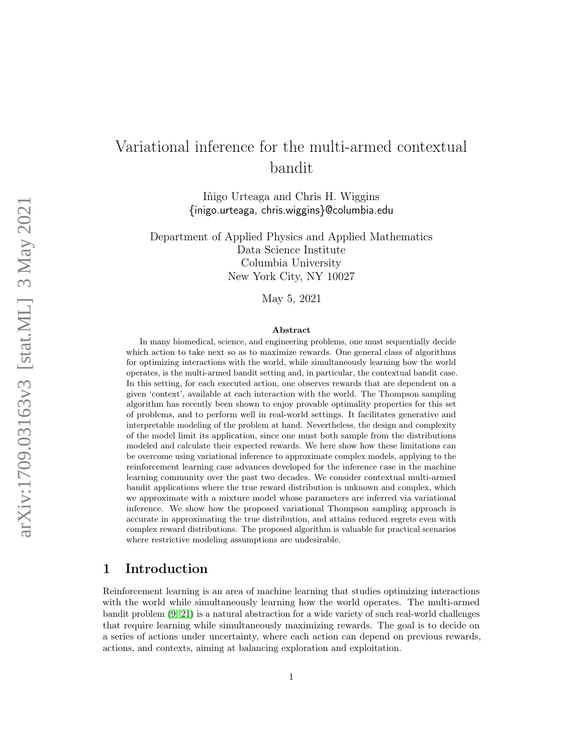# Variational inference for the multi-armed contextual bandit

Iñigo Urteaga and Chris H. Wiggins
{inigo.urteaga, chris.wiggins}@columbia.edu

Department of Applied Physics and Applied Mathematics
Data Science Institute
Columbia University
New York City, NY 10027

May 5, 2021

### Abstract

In many biomedical, science, and engineering problems, one must sequentially decide which action to take next so as to maximize rewards. One general class of algorithms for optimizing interactions with the world, while simultaneously learning how the world operates, is the multi-armed bandit setting and, in particular, the contextual bandit case. In this setting, for each executed action, one observes rewards that are dependent on a given 'context', available at each interaction with the world. The Thompson sampling algorithm has recently been shown to enjoy provable optimality properties for this set of problems, and to perform well in real-world settings. It facilitates generative and interpretable modeling of the problem at hand. Nevertheless, the design and complexity of the model limit its application, since one must both sample from the distributions modeled and calculate their expected rewards. We here show how these limitations can be overcome using variational inference to approximate complex models, applying to the reinforcement learning case advances developed for the inference case in the machine learning community over the past two decades. We consider contextual multi-armed bandit applications where the true reward distribution is unknown and complex, which we approximate with a mixture model whose parameters are inferred via variational inference. We show how the proposed variational Thompson sampling approach is accurate in approximating the true distribution, and attains reduced regrets even with complex reward distributions. The proposed algorithm is valuable for practical scenarios where restrictive modeling assumptions are undesirable.

## 1 Introduction

Reinforcement learning is an area of machine learning that studies optimizing interactions with the world while simultaneously learning how the world operates. The multi-armed bandit problem [9, 21] is a natural abstraction for a wide variety of such real-world challenges that require learning while simultaneously maximizing rewards. The goal is to decide on a series of actions under uncertainty, where each action can depend on previous rewards, actions, and contexts, aiming at balancing exploration and exploitation.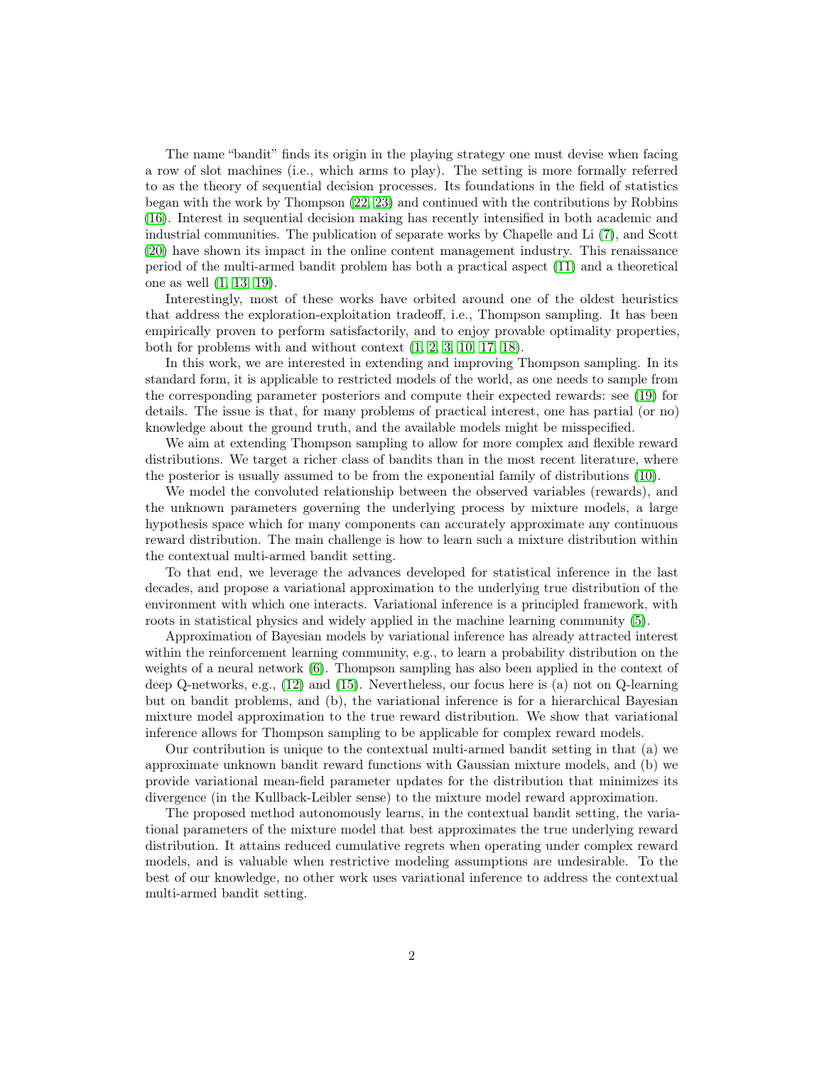The name "bandit" finds its origin in the playing strategy one must devise when facing a row of slot machines (i.e., which arms to play). The setting is more formally referred to as the theory of sequential decision processes. Its foundations in the field of statistics began with the work by Thompson (22, 23) and continued with the contributions by Robbins (16). Interest in sequential decision making has recently intensified in both academic and industrial communities. The publication of separate works by Chapelle and Li (7), and Scott (20) have shown its impact in the online content management industry. This renaissance period of the multi-armed bandit problem has both a practical aspect (11) and a theoretical one as well (1, 13, 19).

Interestingly, most of these works have orbited around one of the oldest heuristics that address the exploration-exploitation tradeoff, i.e., Thompson sampling. It has been empirically proven to perform satisfactorily, and to enjoy provable optimality properties, both for problems with and without context (1, 2, 3, 10, 17, 18).

In this work, we are interested in extending and improving Thompson sampling. In its standard form, it is applicable to restricted models of the world, as one needs to sample from the corresponding parameter posteriors and compute their expected rewards: see (19) for details. The issue is that, for many problems of practical interest, one has partial (or no) knowledge about the ground truth, and the available models might be misspecified.

We aim at extending Thompson sampling to allow for more complex and flexible reward distributions. We target a richer class of bandits than in the most recent literature, where the posterior is usually assumed to be from the exponential family of distributions (10).

We model the convoluted relationship between the observed variables (rewards), and the unknown parameters governing the underlying process by mixture models, a large hypothesis space which for many components can accurately approximate any continuous reward distribution. The main challenge is how to learn such a mixture distribution within the contextual multi-armed bandit setting.

To that end, we leverage the advances developed for statistical inference in the last decades, and propose a variational approximation to the underlying true distribution of the environment with which one interacts. Variational inference is a principled framework, with roots in statistical physics and widely applied in the machine learning community (5).

Approximation of Bayesian models by variational inference has already attracted interest within the reinforcement learning community, e.g., to learn a probability distribution on the weights of a neural network (6). Thompson sampling has also been applied in the context of deep Q-networks, e.g., (12) and (15). Nevertheless, our focus here is (a) not on Q-learning but on bandit problems, and (b), the variational inference is for a hierarchical Bayesian mixture model approximation to the true reward distribution. We show that variational inference allows for Thompson sampling to be applicable for complex reward models.

Our contribution is unique to the contextual multi-armed bandit setting in that (a) we approximate unknown bandit reward functions with Gaussian mixture models, and (b) we provide variational mean-field parameter updates for the distribution that minimizes its divergence (in the Kullback-Leibler sense) to the mixture model reward approximation.

The proposed method autonomously learns, in the contextual bandit setting, the variational parameters of the mixture model that best approximates the true underlying reward distribution. It attains reduced cumulative regrets when operating under complex reward models, and is valuable when restrictive modeling assumptions are undesirable. To the best of our knowledge, no other work uses variational inference to address the contextual multi-armed bandit setting.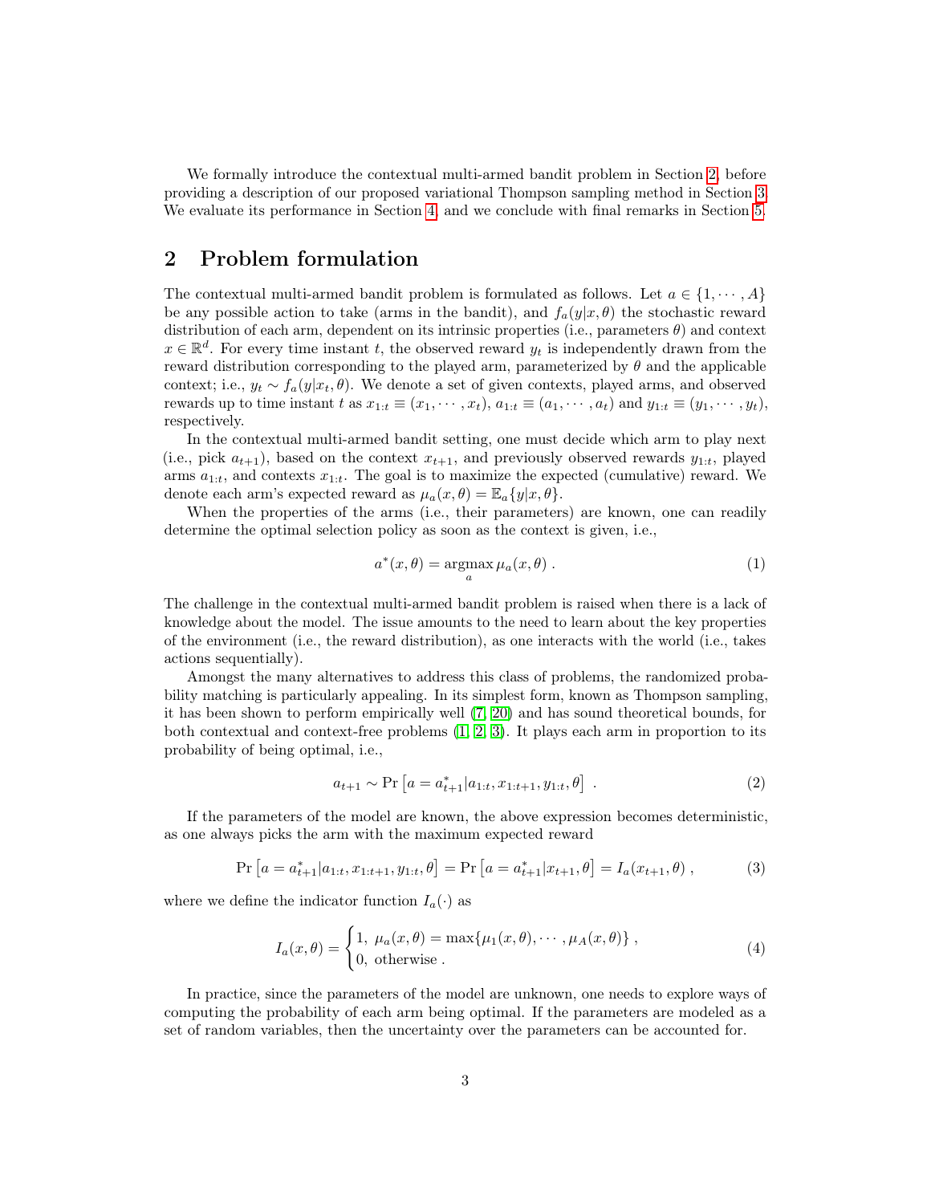We formally introduce the contextual multi-armed bandit problem in Section 2, before providing a description of our proposed variational Thompson sampling method in Section 3. We evaluate its performance in Section 4, and we conclude with final remarks in Section 5.

## 2 Problem formulation

The contextual multi-armed bandit problem is formulated as follows. Let $a \in \{1, \cdots, A\}$ be any possible action to take (arms in the bandit), and $f_a(y|x,\theta)$ the stochastic reward distribution of each arm, dependent on its intrinsic properties (i.e., parameters $\theta$) and context $x \in \mathbb{R}^d$. For every time instant $t$, the observed reward $y_t$ is independently drawn from the reward distribution corresponding to the played arm, parameterized by $\theta$ and the applicable context; i.e., $y_t \sim f_a(y|x_t,\theta)$. We denote a set of given contexts, played arms, and observed rewards up to time instant $t$ as $x_{1:t} \equiv (x_1, \cdots, x_t)$, $a_{1:t} \equiv (a_1, \cdots, a_t)$ and $y_{1:t} \equiv (y_1, \cdots, y_t)$, respectively.

In the contextual multi-armed bandit setting, one must decide which arm to play next (i.e., pick $a_{t+1}$), based on the context $x_{t+1}$, and previously observed rewards $y_{1:t}$, played arms $a_{1:t}$, and contexts $x_{1:t}$. The goal is to maximize the expected (cumulative) reward. We denote each arm's expected reward as $\mu_a(x,\theta) = \mathbb{E}_a\{y|x,\theta\}$.

When the properties of the arms (i.e., their parameters) are known, one can readily determine the optimal selection policy as soon as the context is given, i.e.,

$$a^*(x,\theta) = \underset{a}{\operatorname{argmax}}\, \mu_a(x,\theta) \ . \tag{1}$$

The challenge in the contextual multi-armed bandit problem is raised when there is a lack of knowledge about the model. The issue amounts to the need to learn about the key properties of the environment (i.e., the reward distribution), as one interacts with the world (i.e., takes actions sequentially).

Amongst the many alternatives to address this class of problems, the randomized probability matching is particularly appealing. In its simplest form, known as Thompson sampling, it has been shown to perform empirically well (7, 20) and has sound theoretical bounds, for both contextual and context-free problems (1, 2, 3). It plays each arm in proportion to its probability of being optimal, i.e.,

$$a_{t+1} \sim \Pr\left[a = a_{t+1}^* | a_{1:t}, x_{1:t+1}, y_{1:t}, \theta\right] \ . \tag{2}$$

If the parameters of the model are known, the above expression becomes deterministic, as one always picks the arm with the maximum expected reward

$$\Pr\left[a = a_{t+1}^* | a_{1:t}, x_{1:t+1}, y_{1:t}, \theta\right] = \Pr\left[a = a_{t+1}^* | x_{t+1}, \theta\right] = I_a(x_{t+1}, \theta) \ , \tag{3}$$

where we define the indicator function $I_a(\cdot)$ as

$$I_a(x,\theta) = \begin{cases} 1, \ \mu_a(x,\theta) = \max\{\mu_1(x,\theta), \cdots, \mu_A(x,\theta)\} \ , \\ 0, \ \text{otherwise} \ . \end{cases} \tag{4}$$

In practice, since the parameters of the model are unknown, one needs to explore ways of computing the probability of each arm being optimal. If the parameters are modeled as a set of random variables, then the uncertainty over the parameters can be accounted for.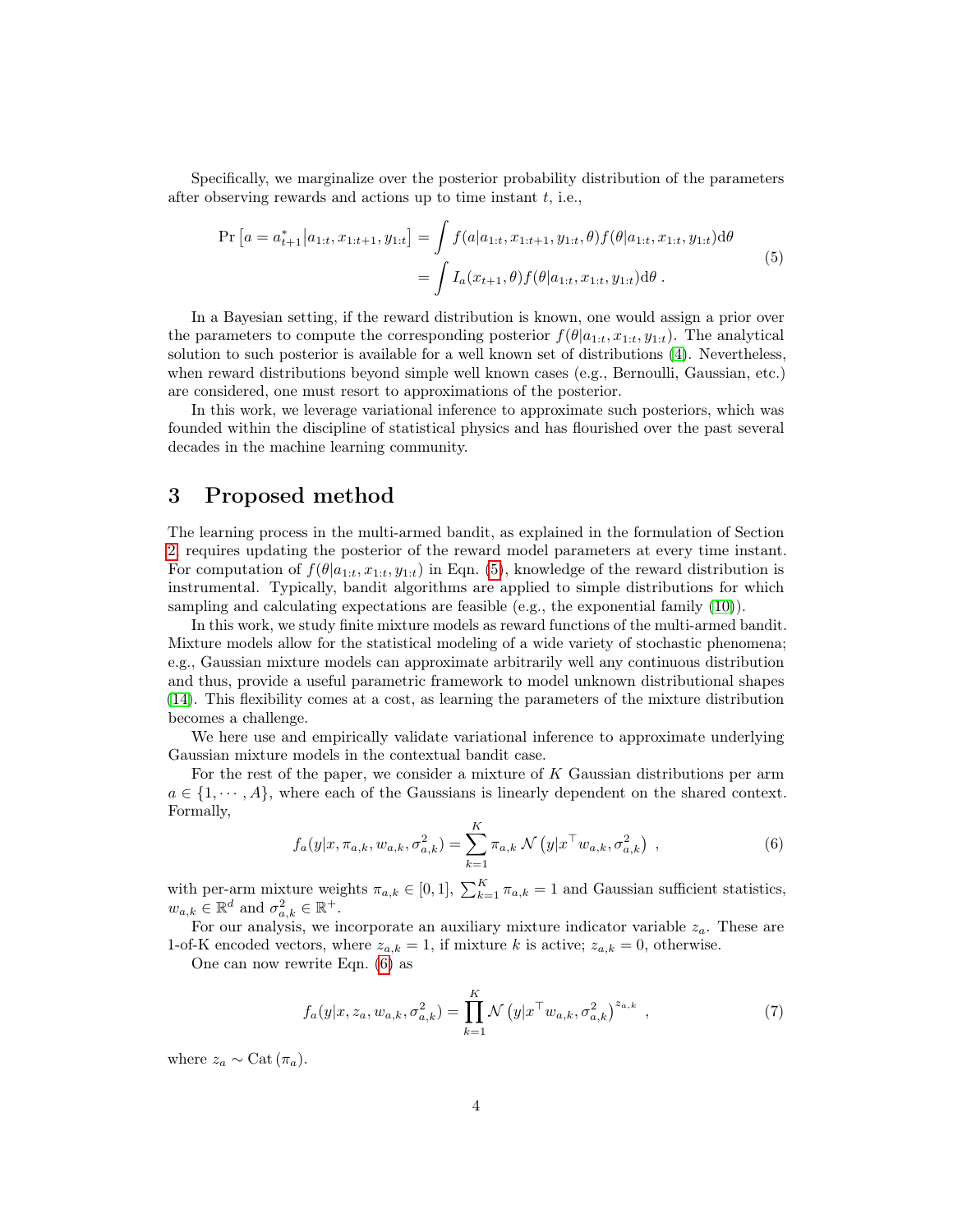Specifically, we marginalize over the posterior probability distribution of the parameters after observing rewards and actions up to time instant $t$, i.e.,

$$
\begin{aligned}
\Pr\left[a = a_{t+1}^{*} | a_{1:t}, x_{1:t+1}, y_{1:t}\right] &= \int f(a|a_{1:t}, x_{1:t+1}, y_{1:t}, \theta) f(\theta|a_{1:t}, x_{1:t}, y_{1:t}) \mathrm{d}\theta \\
&= \int I_a(x_{t+1}, \theta) f(\theta|a_{1:t}, x_{1:t}, y_{1:t}) \mathrm{d}\theta \ .
\end{aligned} \tag{5}
$$

In a Bayesian setting, if the reward distribution is known, one would assign a prior over the parameters to compute the corresponding posterior $f(\theta|a_{1:t}, x_{1:t}, y_{1:t})$. The analytical solution to such posterior is available for a well known set of distributions (4). Nevertheless, when reward distributions beyond simple well known cases (e.g., Bernoulli, Gaussian, etc.) are considered, one must resort to approximations of the posterior.

In this work, we leverage variational inference to approximate such posteriors, which was founded within the discipline of statistical physics and has flourished over the past several decades in the machine learning community.

## 3 Proposed method

The learning process in the multi-armed bandit, as explained in the formulation of Section 2, requires updating the posterior of the reward model parameters at every time instant. For computation of $f(\theta|a_{1:t}, x_{1:t}, y_{1:t})$ in Eqn. (5), knowledge of the reward distribution is instrumental. Typically, bandit algorithms are applied to simple distributions for which sampling and calculating expectations are feasible (e.g., the exponential family (10)).

In this work, we study finite mixture models as reward functions of the multi-armed bandit. Mixture models allow for the statistical modeling of a wide variety of stochastic phenomena; e.g., Gaussian mixture models can approximate arbitrarily well any continuous distribution and thus, provide a useful parametric framework to model unknown distributional shapes (14). This flexibility comes at a cost, as learning the parameters of the mixture distribution becomes a challenge.

We here use and empirically validate variational inference to approximate underlying Gaussian mixture models in the contextual bandit case.

For the rest of the paper, we consider a mixture of $K$ Gaussian distributions per arm $a \in \{1, \cdots, A\}$, where each of the Gaussians is linearly dependent on the shared context. Formally,

$$
f_a(y|x, \pi_{a,k}, w_{a,k}, \sigma_{a,k}^2) = \sum_{k=1}^{K} \pi_{a,k} \, \mathcal{N}\left(y|x^\top w_{a,k}, \sigma_{a,k}^2\right) \ , \tag{6}
$$

with per-arm mixture weights $\pi_{a,k} \in [0,1]$, $\sum_{k=1}^{K} \pi_{a,k} = 1$ and Gaussian sufficient statistics, $w_{a,k} \in \mathbb{R}^d$ and $\sigma_{a,k}^2 \in \mathbb{R}^+$.

For our analysis, we incorporate an auxiliary mixture indicator variable $z_a$. These are 1-of-K encoded vectors, where $z_{a,k} = 1$, if mixture $k$ is active; $z_{a,k} = 0$, otherwise.

One can now rewrite Eqn. (6) as

$$
f_a(y|x, z_a, w_{a,k}, \sigma_{a,k}^2) = \prod_{k=1}^{K} \mathcal{N}\left(y|x^\top w_{a,k}, \sigma_{a,k}^2\right)^{z_{a,k}} \ , \tag{7}
$$

where $z_a \sim \mathrm{Cat}\left(\pi_a\right)$.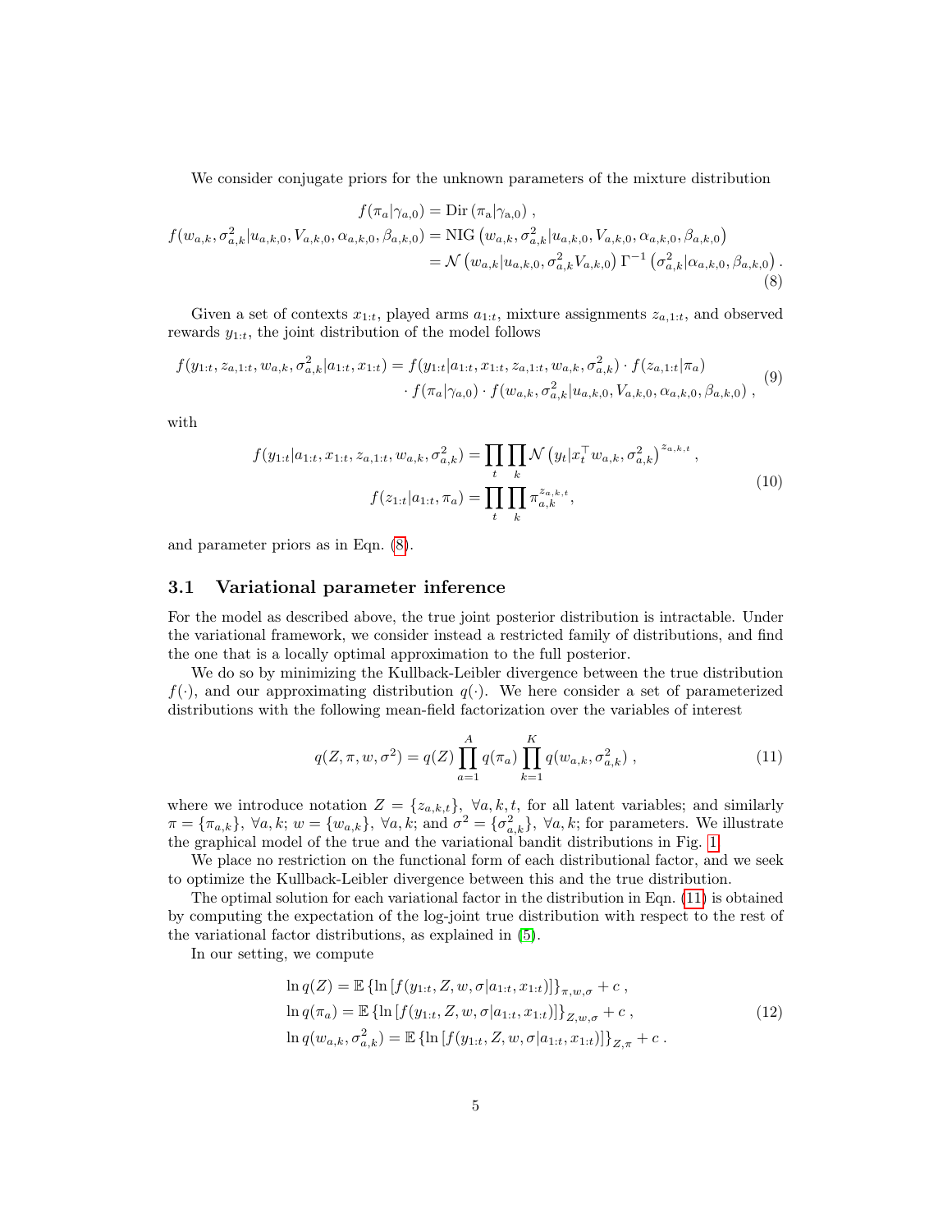We consider conjugate priors for the unknown parameters of the mixture distribution

$$
\begin{aligned}
f(\pi_a|\gamma_{a,0}) &= \mathrm{Dir}\left(\pi_{\mathrm{a}}|\gamma_{\mathrm{a},0}\right) , \\
f(w_{a,k}, \sigma_{a,k}^2|u_{a,k,0}, V_{a,k,0}, \alpha_{a,k,0}, \beta_{a,k,0}) &= \mathrm{NIG}\left(w_{a,k}, \sigma_{a,k}^2|u_{a,k,0}, V_{a,k,0}, \alpha_{a,k,0}, \beta_{a,k,0}\right) \\
&= \mathcal{N}\left(w_{a,k}|u_{a,k,0}, \sigma_{a,k}^2 V_{a,k,0}\right) \Gamma^{-1}\left(\sigma_{a,k}^2|\alpha_{a,k,0}, \beta_{a,k,0}\right) .
\end{aligned} \tag{8}
$$

Given a set of contexts $x_{1:t}$, played arms $a_{1:t}$, mixture assignments $z_{a,1:t}$, and observed rewards $y_{1:t}$, the joint distribution of the model follows

$$
\begin{aligned}
f(y_{1:t}, z_{a,1:t}, w_{a,k}, \sigma_{a,k}^2|a_{1:t}, x_{1:t}) = f(y_{1:t}|a_{1:t}, x_{1:t}, z_{a,1:t}, w_{a,k}, \sigma_{a,k}^2) \cdot f(z_{a,1:t}|\pi_a) \\
\cdot f(\pi_a|\gamma_{a,0}) \cdot f(w_{a,k}, \sigma_{a,k}^2|u_{a,k,0}, V_{a,k,0}, \alpha_{a,k,0}, \beta_{a,k,0}) ,
\end{aligned} \tag{9}
$$

with

$$
\begin{aligned}
f(y_{1:t}|a_{1:t}, x_{1:t}, z_{a,1:t}, w_{a,k}, \sigma_{a,k}^2) &= \prod_t \prod_k \mathcal{N}\left(y_t|x_t^\top w_{a,k}, \sigma_{a,k}^2\right)^{z_{a,k,t}} , \\
f(z_{1:t}|a_{1:t}, \pi_a) &= \prod_t \prod_k \pi_{a,k}^{z_{a,k,t}},
\end{aligned} \tag{10}
$$

and parameter priors as in Eqn. (8).

### 3.1 Variational parameter inference

For the model as described above, the true joint posterior distribution is intractable. Under the variational framework, we consider instead a restricted family of distributions, and find the one that is a locally optimal approximation to the full posterior.

We do so by minimizing the Kullback-Leibler divergence between the true distribution $f(\cdot)$, and our approximating distribution $q(\cdot)$. We here consider a set of parameterized distributions with the following mean-field factorization over the variables of interest

$$
q(Z, \pi, w, \sigma^2) = q(Z) \prod_{a=1}^{A} q(\pi_a) \prod_{k=1}^{K} q(w_{a,k}, \sigma_{a,k}^2) , \tag{11}
$$

where we introduce notation $Z = \{z_{a,k,t}\}$, $\forall a, k, t$, for all latent variables; and similarly $\pi = \{\pi_{a,k}\}$, $\forall a, k$; $w = \{w_{a,k}\}$, $\forall a, k$; and $\sigma^2 = \{\sigma_{a,k}^2\}$, $\forall a, k$; for parameters. We illustrate the graphical model of the true and the variational bandit distributions in Fig. 1.

We place no restriction on the functional form of each distributional factor, and we seek to optimize the Kullback-Leibler divergence between this and the true distribution.

The optimal solution for each variational factor in the distribution in Eqn. (11) is obtained by computing the expectation of the log-joint true distribution with respect to the rest of the variational factor distributions, as explained in (5).

In our setting, we compute

$$
\begin{aligned}
\ln q(Z) &= \mathbb{E}\left\{\ln\left[f(y_{1:t}, Z, w, \sigma|a_{1:t}, x_{1:t})\right]\right\}_{\pi, w, \sigma} + c , \\
\ln q(\pi_a) &= \mathbb{E}\left\{\ln\left[f(y_{1:t}, Z, w, \sigma|a_{1:t}, x_{1:t})\right]\right\}_{Z, w, \sigma} + c , \\
\ln q(w_{a,k}, \sigma_{a,k}^2) &= \mathbb{E}\left\{\ln\left[f(y_{1:t}, Z, w, \sigma|a_{1:t}, x_{1:t})\right]\right\}_{Z, \pi} + c .
\end{aligned} \tag{12}
$$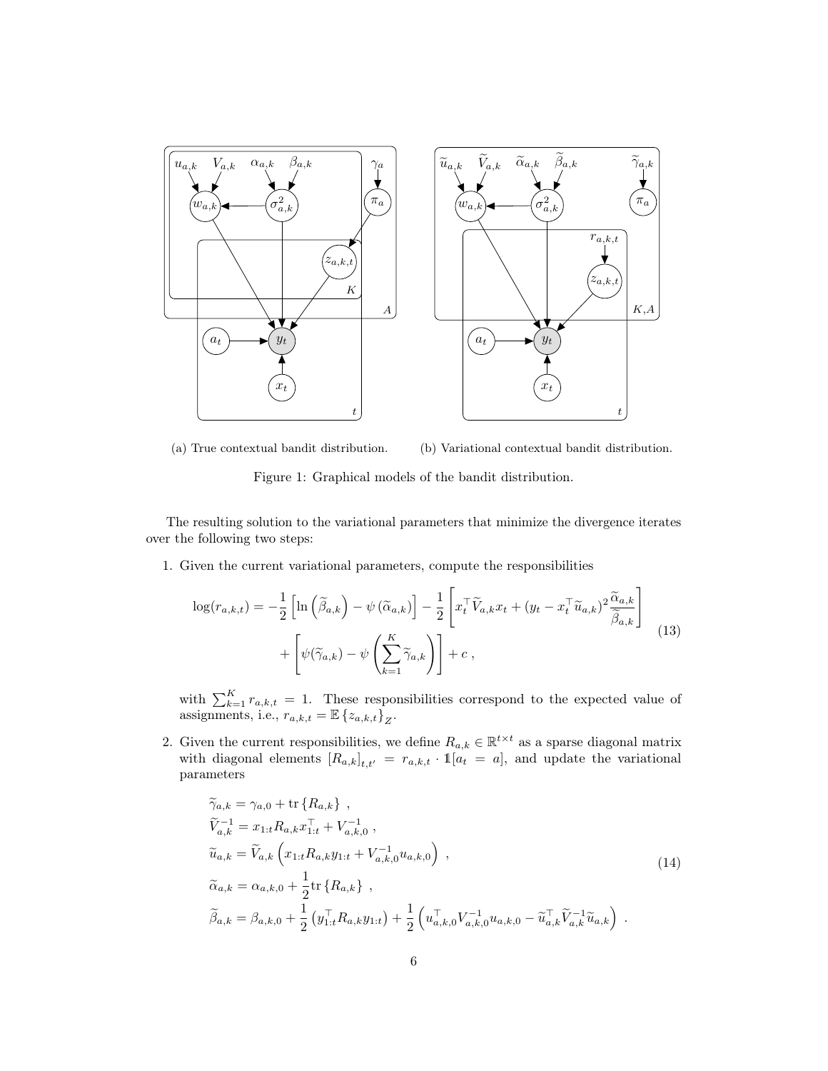(a) True contextual bandit distribution.

(b) Variational contextual bandit distribution.

Figure 1: Graphical models of the bandit distribution.

The resulting solution to the variational parameters that minimize the divergence iterates over the following two steps:

1. Given the current variational parameters, compute the responsibilities

$$
\begin{aligned}
\log(r_{a,k,t}) = &-\frac{1}{2}\left[\ln\left(\widetilde{\beta}_{a,k}\right) - \psi\left(\widetilde{\alpha}_{a,k}\right)\right] - \frac{1}{2}\left[x_t^\top \widetilde{V}_{a,k} x_t + (y_t - x_t^\top \widetilde{u}_{a,k})^2 \frac{\widetilde{\alpha}_{a,k}}{\widetilde{\beta}_{a,k}}\right] \\
&+ \left[\psi(\widetilde{\gamma}_{a,k}) - \psi\left(\sum_{k=1}^{K} \widetilde{\gamma}_{a,k}\right)\right] + c \, ,
\end{aligned}
\tag{13}
$$

with $\sum_{k=1}^{K} r_{a,k,t} = 1$. These responsibilities correspond to the expected value of assignments, i.e., $r_{a,k,t} = \mathbb{E}\left\{z_{a,k,t}\right\}_Z$.

2. Given the current responsibilities, we define $R_{a,k} \in \mathbb{R}^{t \times t}$ as a sparse diagonal matrix with diagonal elements $[R_{a,k}]_{t,t'} = r_{a,k,t} \cdot \mathbb{1}[a_t = a]$, and update the variational parameters

$$
\begin{aligned}
\widetilde{\gamma}_{a,k} &= \gamma_{a,0} + \mathrm{tr}\left\{R_{a,k}\right\} \, , \\
\widetilde{V}_{a,k}^{-1} &= x_{1:t} R_{a,k} x_{1:t}^\top + V_{a,k,0}^{-1} \, , \\
\widetilde{u}_{a,k} &= \widetilde{V}_{a,k}\left(x_{1:t} R_{a,k} y_{1:t} + V_{a,k,0}^{-1} u_{a,k,0}\right) \, , \\
\widetilde{\alpha}_{a,k} &= \alpha_{a,k,0} + \frac{1}{2}\mathrm{tr}\left\{R_{a,k}\right\} \, , \\
\widetilde{\beta}_{a,k} &= \beta_{a,k,0} + \frac{1}{2}\left(y_{1:t}^\top R_{a,k} y_{1:t}\right) + \frac{1}{2}\left(u_{a,k,0}^\top V_{a,k,0}^{-1} u_{a,k,0} - \widetilde{u}_{a,k}^\top \widetilde{V}_{a,k}^{-1} \widetilde{u}_{a,k}\right) \, .
\end{aligned}
\tag{14}
$$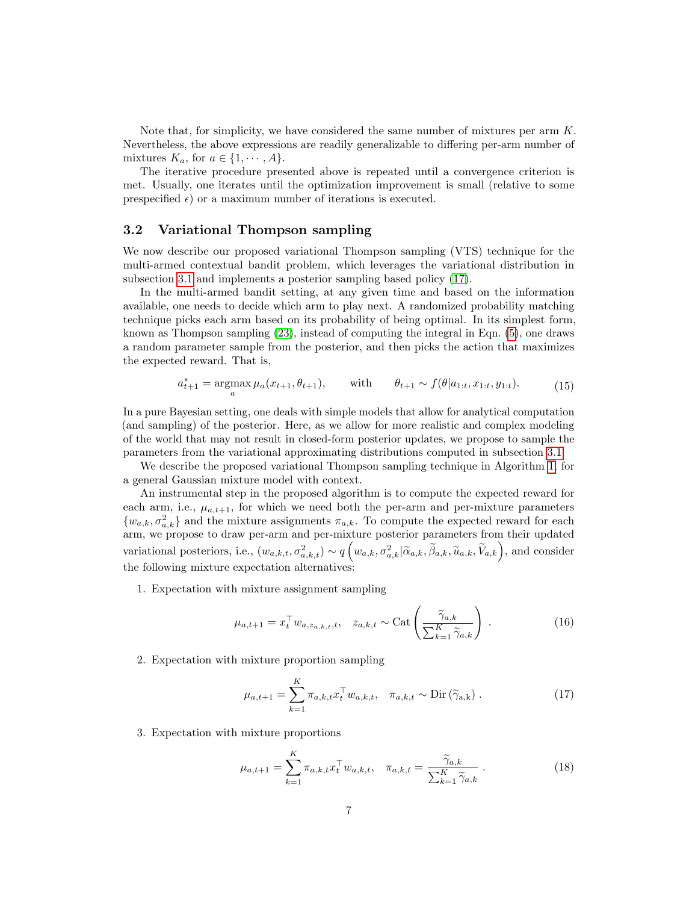Note that, for simplicity, we have considered the same number of mixtures per arm $K$. Nevertheless, the above expressions are readily generalizable to differing per-arm number of mixtures $K_a$, for $a \in \{1, \cdots, A\}$.

The iterative procedure presented above is repeated until a convergence criterion is met. Usually, one iterates until the optimization improvement is small (relative to some prespecified $\epsilon$) or a maximum number of iterations is executed.

### 3.2 Variational Thompson sampling

We now describe our proposed variational Thompson sampling (VTS) technique for the multi-armed contextual bandit problem, which leverages the variational distribution in subsection 3.1 and implements a posterior sampling based policy (17).

In the multi-armed bandit setting, at any given time and based on the information available, one needs to decide which arm to play next. A randomized probability matching technique picks each arm based on its probability of being optimal. In its simplest form, known as Thompson sampling (23), instead of computing the integral in Eqn. (5), one draws a random parameter sample from the posterior, and then picks the action that maximizes the expected reward. That is,

$$a_{t+1}^* = \underset{a}{\operatorname{argmax}} \, \mu_a(x_{t+1}, \theta_{t+1}), \qquad \text{with} \qquad \theta_{t+1} \sim f(\theta | a_{1:t}, x_{1:t}, y_{1:t}). \tag{15}$$

In a pure Bayesian setting, one deals with simple models that allow for analytical computation (and sampling) of the posterior. Here, as we allow for more realistic and complex modeling of the world that may not result in closed-form posterior updates, we propose to sample the parameters from the variational approximating distributions computed in subsection 3.1.

We describe the proposed variational Thompson sampling technique in Algorithm 1, for a general Gaussian mixture model with context.

An instrumental step in the proposed algorithm is to compute the expected reward for each arm, i.e., $\mu_{a,t+1}$, for which we need both the per-arm and per-mixture parameters $\{w_{a,k}, \sigma_{a,k}^2\}$ and the mixture assignments $\pi_{a,k}$. To compute the expected reward for each arm, we propose to draw per-arm and per-mixture posterior parameters from their updated variational posteriors, i.e., $(w_{a,k,t}, \sigma_{a,k,t}^2) \sim q\left(w_{a,k}, \sigma_{a,k}^2 | \widetilde{\alpha}_{a,k}, \widetilde{\beta}_{a,k}, \widetilde{u}_{a,k}, \widetilde{V}_{a,k}\right)$, and consider the following mixture expectation alternatives:

1. Expectation with mixture assignment sampling

$$\mu_{a,t+1} = x_t^\top w_{a,z_{a,k,t},t}, \quad z_{a,k,t} \sim \operatorname{Cat}\left(\frac{\widetilde{\gamma}_{a,k}}{\sum_{k=1}^K \widetilde{\gamma}_{a,k}}\right). \tag{16}$$

2. Expectation with mixture proportion sampling

$$\mu_{a,t+1} = \sum_{k=1}^K \pi_{a,k,t} x_t^\top w_{a,k,t}, \quad \pi_{a,k,t} \sim \operatorname{Dir}\left(\widetilde{\gamma}_{\mathrm{a,k}}\right). \tag{17}$$

3. Expectation with mixture proportions

$$\mu_{a,t+1} = \sum_{k=1}^K \pi_{a,k,t} x_t^\top w_{a,k,t}, \quad \pi_{a,k,t} = \frac{\widetilde{\gamma}_{a,k}}{\sum_{k=1}^K \widetilde{\gamma}_{a,k}}. \tag{18}$$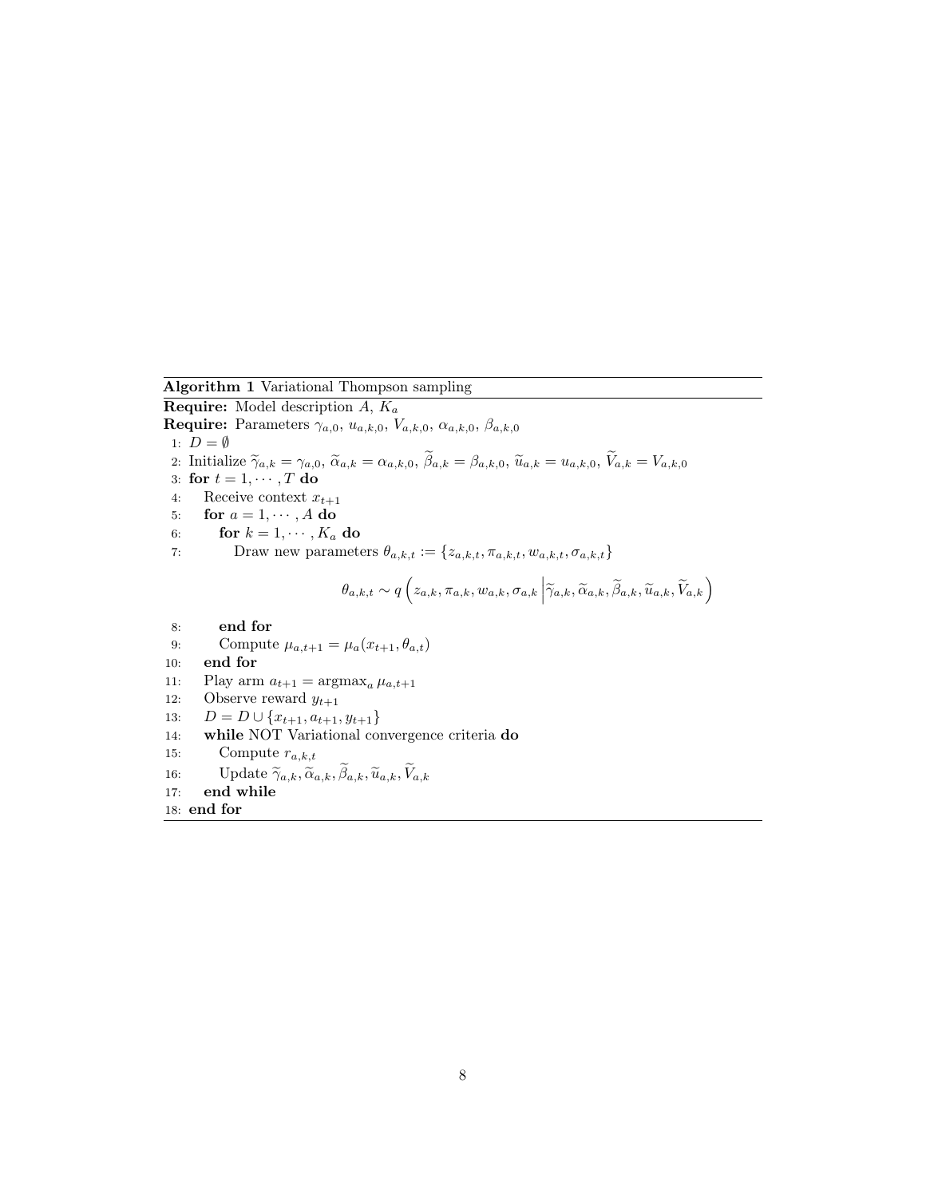**Algorithm 1** Variational Thompson sampling

**Require:** Model description $A$, $K_a$

**Require:** Parameters $\gamma_{a,0}$, $u_{a,k,0}$, $V_{a,k,0}$, $\alpha_{a,k,0}$, $\beta_{a,k,0}$

1: $D = \emptyset$

2: Initialize $\widetilde{\gamma}_{a,k} = \gamma_{a,0}$, $\widetilde{\alpha}_{a,k} = \alpha_{a,k,0}$, $\widetilde{\beta}_{a,k} = \beta_{a,k,0}$, $\widetilde{u}_{a,k} = u_{a,k,0}$, $\widetilde{V}_{a,k} = V_{a,k,0}$

3: **for** $t = 1, \cdots, T$ **do**

4: &nbsp;&nbsp;&nbsp;&nbsp;Receive context $x_{t+1}$

5: &nbsp;&nbsp;&nbsp;&nbsp;**for** $a = 1, \cdots, A$ **do**

6: &nbsp;&nbsp;&nbsp;&nbsp;&nbsp;&nbsp;&nbsp;&nbsp;**for** $k = 1, \cdots, K_a$ **do**

7: &nbsp;&nbsp;&nbsp;&nbsp;&nbsp;&nbsp;&nbsp;&nbsp;&nbsp;&nbsp;&nbsp;&nbsp;Draw new parameters $\theta_{a,k,t} := \{z_{a,k,t}, \pi_{a,k,t}, w_{a,k,t}, \sigma_{a,k,t}\}$

$$\theta_{a,k,t} \sim q\left(z_{a,k}, \pi_{a,k}, w_{a,k}, \sigma_{a,k} \middle| \widetilde{\gamma}_{a,k}, \widetilde{\alpha}_{a,k}, \widetilde{\beta}_{a,k}, \widetilde{u}_{a,k}, \widetilde{V}_{a,k}\right)$$

8: &nbsp;&nbsp;&nbsp;&nbsp;&nbsp;&nbsp;&nbsp;&nbsp;**end for**

9: &nbsp;&nbsp;&nbsp;&nbsp;&nbsp;&nbsp;&nbsp;&nbsp;Compute $\mu_{a,t+1} = \mu_a(x_{t+1}, \theta_{a,t})$

10: &nbsp;&nbsp;&nbsp;&nbsp;**end for**

11: &nbsp;&nbsp;&nbsp;&nbsp;Play arm $a_{t+1} = \mathrm{argmax}_a \, \mu_{a,t+1}$

12: &nbsp;&nbsp;&nbsp;&nbsp;Observe reward $y_{t+1}$

13: &nbsp;&nbsp;&nbsp;&nbsp;$D = D \cup \{x_{t+1}, a_{t+1}, y_{t+1}\}$

14: &nbsp;&nbsp;&nbsp;&nbsp;**while** NOT Variational convergence criteria **do**

15: &nbsp;&nbsp;&nbsp;&nbsp;&nbsp;&nbsp;&nbsp;&nbsp;Compute $r_{a,k,t}$

16: &nbsp;&nbsp;&nbsp;&nbsp;&nbsp;&nbsp;&nbsp;&nbsp;Update $\widetilde{\gamma}_{a,k}, \widetilde{\alpha}_{a,k}, \widetilde{\beta}_{a,k}, \widetilde{u}_{a,k}, \widetilde{V}_{a,k}$

17: &nbsp;&nbsp;&nbsp;&nbsp;**end while**

18: **end for**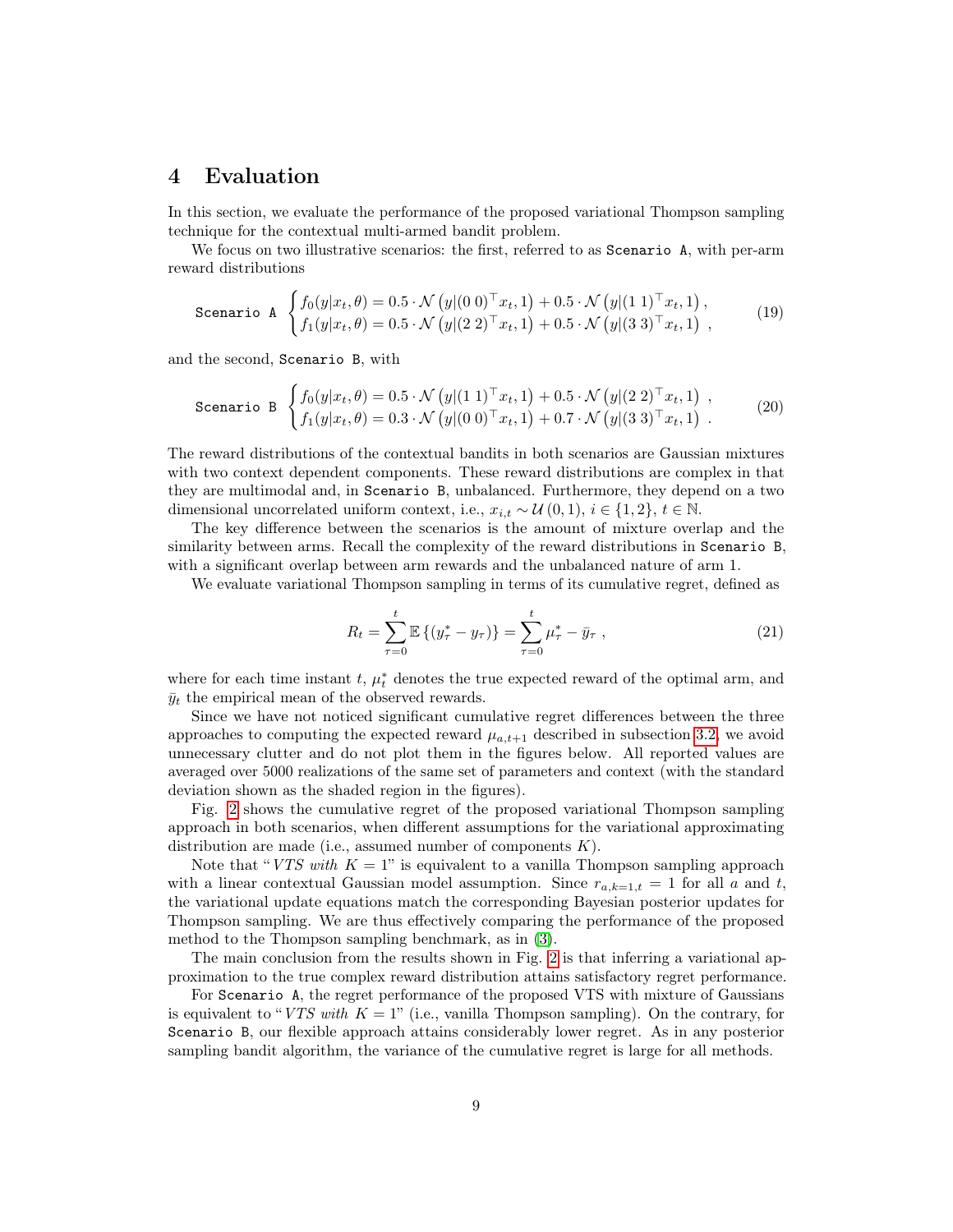## 4 Evaluation

In this section, we evaluate the performance of the proposed variational Thompson sampling technique for the contextual multi-armed bandit problem.

We focus on two illustrative scenarios: the first, referred to as `Scenario A`, with per-arm reward distributions

$$
\texttt{Scenario A} \begin{cases} f_0(y|x_t,\theta) = 0.5 \cdot \mathcal{N}\left(y|(0\ 0)^\top x_t, 1\right) + 0.5 \cdot \mathcal{N}\left(y|(1\ 1)^\top x_t, 1\right), \\ f_1(y|x_t,\theta) = 0.5 \cdot \mathcal{N}\left(y|(2\ 2)^\top x_t, 1\right) + 0.5 \cdot \mathcal{N}\left(y|(3\ 3)^\top x_t, 1\right) \ , \end{cases} \tag{19}
$$

and the second, `Scenario B`, with

$$
\texttt{Scenario B} \begin{cases} f_0(y|x_t,\theta) = 0.5 \cdot \mathcal{N}\left(y|(1\ 1)^\top x_t, 1\right) + 0.5 \cdot \mathcal{N}\left(y|(2\ 2)^\top x_t, 1\right) \ , \\ f_1(y|x_t,\theta) = 0.3 \cdot \mathcal{N}\left(y|(0\ 0)^\top x_t, 1\right) + 0.7 \cdot \mathcal{N}\left(y|(3\ 3)^\top x_t, 1\right) \ . \end{cases} \tag{20}
$$

The reward distributions of the contextual bandits in both scenarios are Gaussian mixtures with two context dependent components. These reward distributions are complex in that they are multimodal and, in `Scenario B`, unbalanced. Furthermore, they depend on a two dimensional uncorrelated uniform context, i.e., $x_{i,t} \sim \mathcal{U}(0,1)$, $i \in \{1,2\}$, $t \in \mathbb{N}$.

The key difference between the scenarios is the amount of mixture overlap and the similarity between arms. Recall the complexity of the reward distributions in `Scenario B`, with a significant overlap between arm rewards and the unbalanced nature of arm 1.

We evaluate variational Thompson sampling in terms of its cumulative regret, defined as

$$
R_t = \sum_{\tau=0}^{t} \mathbb{E}\left\{(y_\tau^* - y_\tau)\right\} = \sum_{\tau=0}^{t} \mu_\tau^* - \bar{y}_\tau \ , \tag{21}
$$

where for each time instant $t$, $\mu_t^*$ denotes the true expected reward of the optimal arm, and $\bar{y}_t$ the empirical mean of the observed rewards.

Since we have not noticed significant cumulative regret differences between the three approaches to computing the expected reward $\mu_{a,t+1}$ described in subsection 3.2, we avoid unnecessary clutter and do not plot them in the figures below. All reported values are averaged over 5000 realizations of the same set of parameters and context (with the standard deviation shown as the shaded region in the figures).

Fig. 2 shows the cumulative regret of the proposed variational Thompson sampling approach in both scenarios, when different assumptions for the variational approximating distribution are made (i.e., assumed number of components $K$).

Note that "*VTS with* $K = 1$" is equivalent to a vanilla Thompson sampling approach with a linear contextual Gaussian model assumption. Since $r_{a,k=1,t} = 1$ for all $a$ and $t$, the variational update equations match the corresponding Bayesian posterior updates for Thompson sampling. We are thus effectively comparing the performance of the proposed method to the Thompson sampling benchmark, as in (3).

The main conclusion from the results shown in Fig. 2 is that inferring a variational approximation to the true complex reward distribution attains satisfactory regret performance.

For `Scenario A`, the regret performance of the proposed VTS with mixture of Gaussians is equivalent to "*VTS with* $K = 1$" (i.e., vanilla Thompson sampling). On the contrary, for `Scenario B`, our flexible approach attains considerably lower regret. As in any posterior sampling bandit algorithm, the variance of the cumulative regret is large for all methods.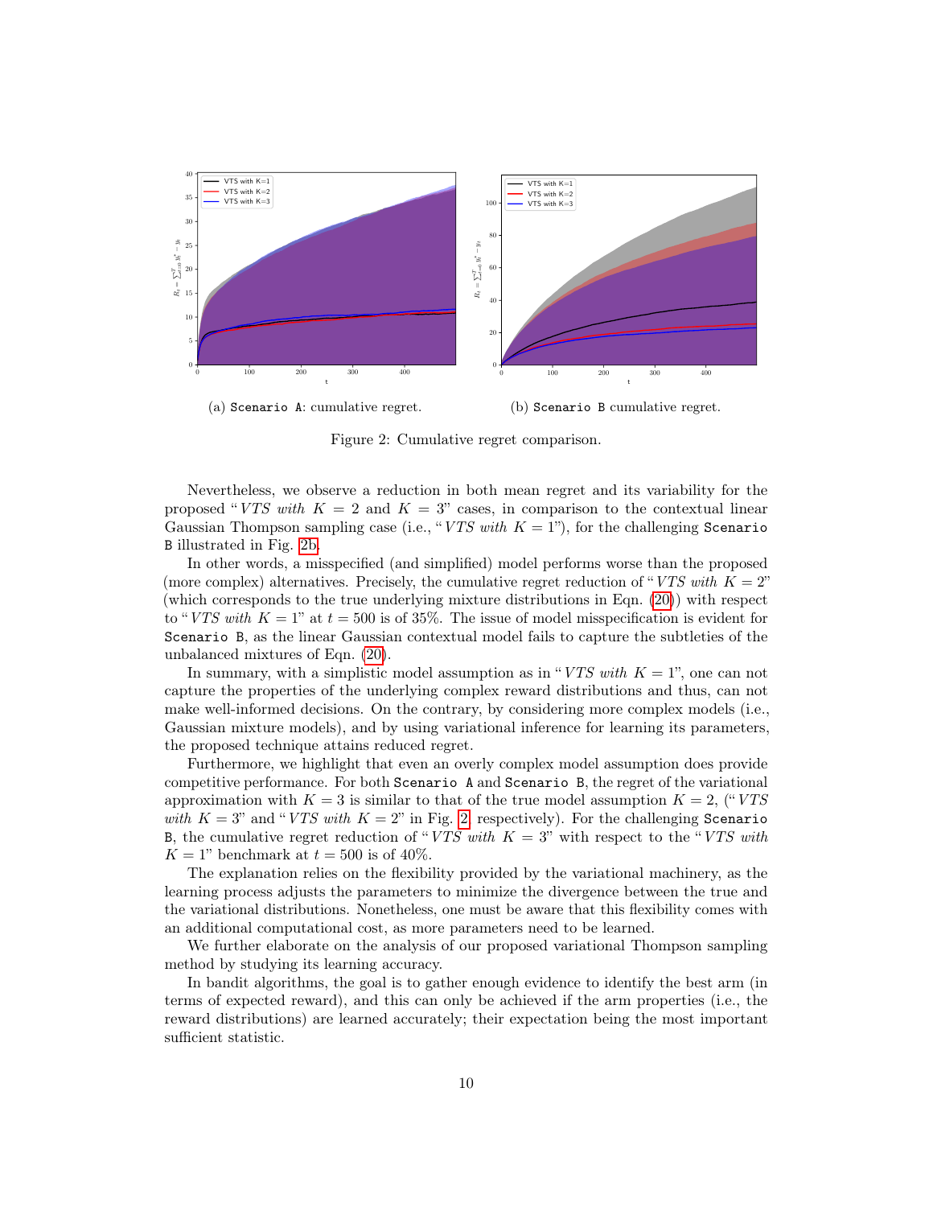(a) `Scenario A`: cumulative regret.

(b) `Scenario B` cumulative regret.

Figure 2: Cumulative regret comparison.

Nevertheless, we observe a reduction in both mean regret and its variability for the proposed "*VTS with* $K = 2$ and $K = 3$" cases, in comparison to the contextual linear Gaussian Thompson sampling case (i.e., "*VTS with* $K = 1$"), for the challenging `Scenario B` illustrated in Fig. 2b.

In other words, a misspecified (and simplified) model performs worse than the proposed (more complex) alternatives. Precisely, the cumulative regret reduction of "*VTS with* $K = 2$" (which corresponds to the true underlying mixture distributions in Eqn. (20)) with respect to "*VTS with* $K = 1$" at $t = 500$ is of 35%. The issue of model misspecification is evident for `Scenario B`, as the linear Gaussian contextual model fails to capture the subtleties of the unbalanced mixtures of Eqn. (20).

In summary, with a simplistic model assumption as in "*VTS with* $K = 1$", one can not capture the properties of the underlying complex reward distributions and thus, can not make well-informed decisions. On the contrary, by considering more complex models (i.e., Gaussian mixture models), and by using variational inference for learning its parameters, the proposed technique attains reduced regret.

Furthermore, we highlight that even an overly complex model assumption does provide competitive performance. For both `Scenario A` and `Scenario B`, the regret of the variational approximation with $K = 3$ is similar to that of the true model assumption $K = 2$, ("*VTS with* $K = 3$" and "*VTS with* $K = 2$" in Fig. 2 respectively). For the challenging `Scenario B`, the cumulative regret reduction of "*VTS with* $K = 3$" with respect to the "*VTS with* $K = 1$" benchmark at $t = 500$ is of 40%.

The explanation relies on the flexibility provided by the variational machinery, as the learning process adjusts the parameters to minimize the divergence between the true and the variational distributions. Nonetheless, one must be aware that this flexibility comes with an additional computational cost, as more parameters need to be learned.

We further elaborate on the analysis of our proposed variational Thompson sampling method by studying its learning accuracy.

In bandit algorithms, the goal is to gather enough evidence to identify the best arm (in terms of expected reward), and this can only be achieved if the arm properties (i.e., the reward distributions) are learned accurately; their expectation being the most important sufficient statistic.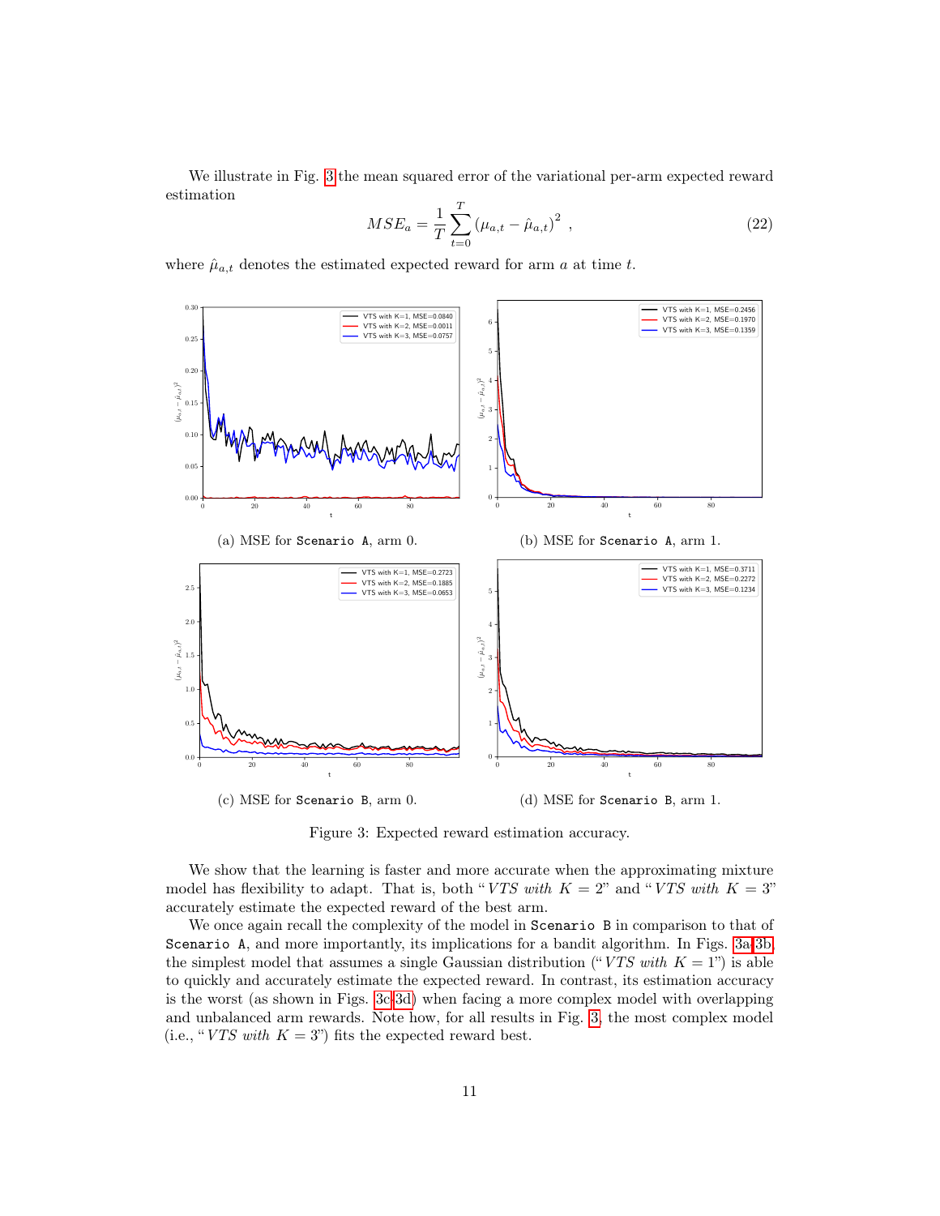We illustrate in Fig. 3 the mean squared error of the variational per-arm expected reward estimation

$$MSE_a = \frac{1}{T}\sum_{t=0}^{T} \left(\mu_{a,t} - \hat{\mu}_{a,t}\right)^2 , \tag{22}$$

where $\hat{\mu}_{a,t}$ denotes the estimated expected reward for arm $a$ at time $t$.

(a) MSE for `Scenario A`, arm 0.

(b) MSE for `Scenario A`, arm 1.

(c) MSE for `Scenario B`, arm 0.

(d) MSE for `Scenario B`, arm 1.

Figure 3: Expected reward estimation accuracy.

We show that the learning is faster and more accurate when the approximating mixture model has flexibility to adapt. That is, both "*VTS with* $K = 2$" and "*VTS with* $K = 3$" accurately estimate the expected reward of the best arm.

We once again recall the complexity of the model in `Scenario B` in comparison to that of `Scenario A`, and more importantly, its implications for a bandit algorithm. In Figs. 3a-3b, the simplest model that assumes a single Gaussian distribution ("*VTS with* $K = 1$") is able to quickly and accurately estimate the expected reward. In contrast, its estimation accuracy is the worst (as shown in Figs. 3c-3d) when facing a more complex model with overlapping and unbalanced arm rewards. Note how, for all results in Fig. 3, the most complex model (i.e., "*VTS with* $K = 3$") fits the expected reward best.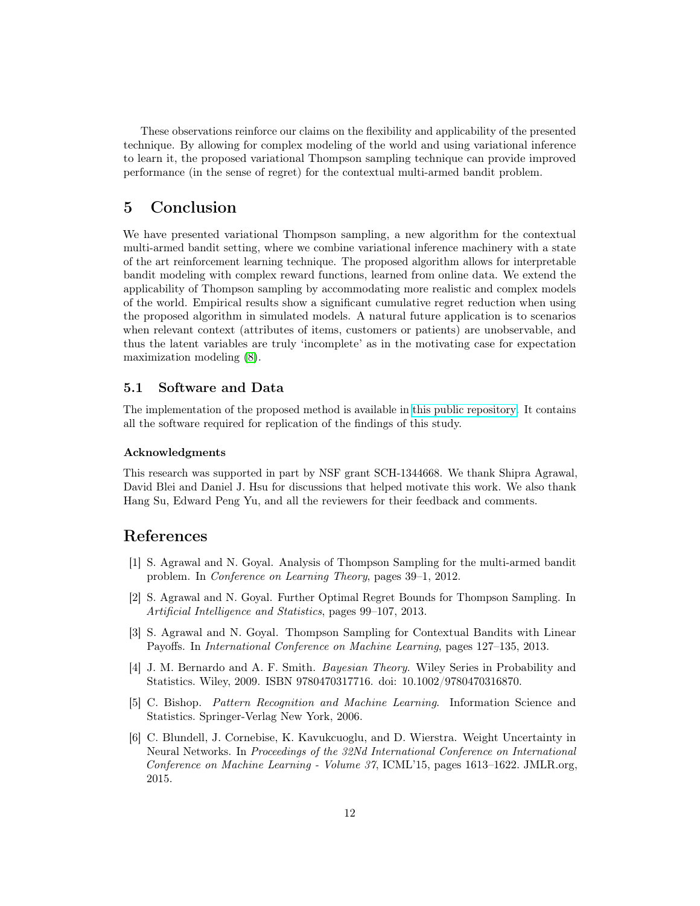These observations reinforce our claims on the flexibility and applicability of the presented technique. By allowing for complex modeling of the world and using variational inference to learn it, the proposed variational Thompson sampling technique can provide improved performance (in the sense of regret) for the contextual multi-armed bandit problem.

# 5 Conclusion

We have presented variational Thompson sampling, a new algorithm for the contextual multi-armed bandit setting, where we combine variational inference machinery with a state of the art reinforcement learning technique. The proposed algorithm allows for interpretable bandit modeling with complex reward functions, learned from online data. We extend the applicability of Thompson sampling by accommodating more realistic and complex models of the world. Empirical results show a significant cumulative regret reduction when using the proposed algorithm in simulated models. A natural future application is to scenarios when relevant context (attributes of items, customers or patients) are unobservable, and thus the latent variables are truly 'incomplete' as in the motivating case for expectation maximization modeling [8].

## 5.1 Software and Data

The implementation of the proposed method is available in this public repository. It contains all the software required for replication of the findings of this study.

### Acknowledgments

This research was supported in part by NSF grant SCH-1344668. We thank Shipra Agrawal, David Blei and Daniel J. Hsu for discussions that helped motivate this work. We also thank Hang Su, Edward Peng Yu, and all the reviewers for their feedback and comments.

# References

[1] S. Agrawal and N. Goyal. Analysis of Thompson Sampling for the multi-armed bandit problem. In *Conference on Learning Theory*, pages 39–1, 2012.

[2] S. Agrawal and N. Goyal. Further Optimal Regret Bounds for Thompson Sampling. In *Artificial Intelligence and Statistics*, pages 99–107, 2013.

[3] S. Agrawal and N. Goyal. Thompson Sampling for Contextual Bandits with Linear Payoffs. In *International Conference on Machine Learning*, pages 127–135, 2013.

[4] J. M. Bernardo and A. F. Smith. *Bayesian Theory*. Wiley Series in Probability and Statistics. Wiley, 2009. ISBN 9780470317716. doi: 10.1002/9780470316870.

[5] C. Bishop. *Pattern Recognition and Machine Learning*. Information Science and Statistics. Springer-Verlag New York, 2006.

[6] C. Blundell, J. Cornebise, K. Kavukcuoglu, and D. Wierstra. Weight Uncertainty in Neural Networks. In *Proceedings of the 32Nd International Conference on International Conference on Machine Learning - Volume 37*, ICML'15, pages 1613–1622. JMLR.org, 2015.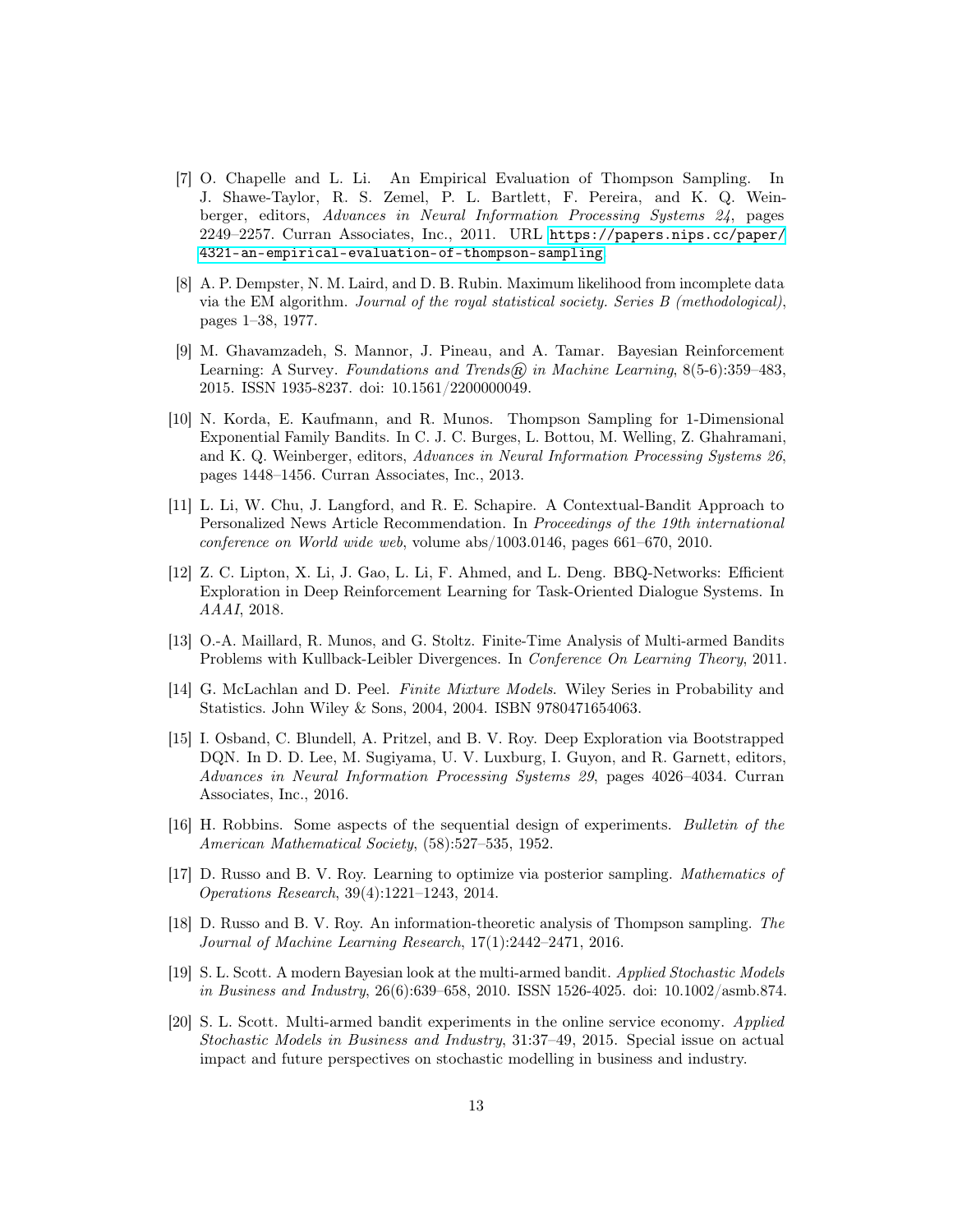[7] O. Chapelle and L. Li. An Empirical Evaluation of Thompson Sampling. In J. Shawe-Taylor, R. S. Zemel, P. L. Bartlett, F. Pereira, and K. Q. Weinberger, editors, *Advances in Neural Information Processing Systems 24*, pages 2249–2257. Curran Associates, Inc., 2011. URL https://papers.nips.cc/paper/4321-an-empirical-evaluation-of-thompson-sampling.

[8] A. P. Dempster, N. M. Laird, and D. B. Rubin. Maximum likelihood from incomplete data via the EM algorithm. *Journal of the royal statistical society. Series B (methodological)*, pages 1–38, 1977.

[9] M. Ghavamzadeh, S. Mannor, J. Pineau, and A. Tamar. Bayesian Reinforcement Learning: A Survey. *Foundations and Trends® in Machine Learning*, 8(5-6):359–483, 2015. ISSN 1935-8237. doi: 10.1561/2200000049.

[10] N. Korda, E. Kaufmann, and R. Munos. Thompson Sampling for 1-Dimensional Exponential Family Bandits. In C. J. C. Burges, L. Bottou, M. Welling, Z. Ghahramani, and K. Q. Weinberger, editors, *Advances in Neural Information Processing Systems 26*, pages 1448–1456. Curran Associates, Inc., 2013.

[11] L. Li, W. Chu, J. Langford, and R. E. Schapire. A Contextual-Bandit Approach to Personalized News Article Recommendation. In *Proceedings of the 19th international conference on World wide web*, volume abs/1003.0146, pages 661–670, 2010.

[12] Z. C. Lipton, X. Li, J. Gao, L. Li, F. Ahmed, and L. Deng. BBQ-Networks: Efficient Exploration in Deep Reinforcement Learning for Task-Oriented Dialogue Systems. In *AAAI*, 2018.

[13] O.-A. Maillard, R. Munos, and G. Stoltz. Finite-Time Analysis of Multi-armed Bandits Problems with Kullback-Leibler Divergences. In *Conference On Learning Theory*, 2011.

[14] G. McLachlan and D. Peel. *Finite Mixture Models*. Wiley Series in Probability and Statistics. John Wiley & Sons, 2004, 2004. ISBN 9780471654063.

[15] I. Osband, C. Blundell, A. Pritzel, and B. V. Roy. Deep Exploration via Bootstrapped DQN. In D. D. Lee, M. Sugiyama, U. V. Luxburg, I. Guyon, and R. Garnett, editors, *Advances in Neural Information Processing Systems 29*, pages 4026–4034. Curran Associates, Inc., 2016.

[16] H. Robbins. Some aspects of the sequential design of experiments. *Bulletin of the American Mathematical Society*, (58):527–535, 1952.

[17] D. Russo and B. V. Roy. Learning to optimize via posterior sampling. *Mathematics of Operations Research*, 39(4):1221–1243, 2014.

[18] D. Russo and B. V. Roy. An information-theoretic analysis of Thompson sampling. *The Journal of Machine Learning Research*, 17(1):2442–2471, 2016.

[19] S. L. Scott. A modern Bayesian look at the multi-armed bandit. *Applied Stochastic Models in Business and Industry*, 26(6):639–658, 2010. ISSN 1526-4025. doi: 10.1002/asmb.874.

[20] S. L. Scott. Multi-armed bandit experiments in the online service economy. *Applied Stochastic Models in Business and Industry*, 31:37–49, 2015. Special issue on actual impact and future perspectives on stochastic modelling in business and industry.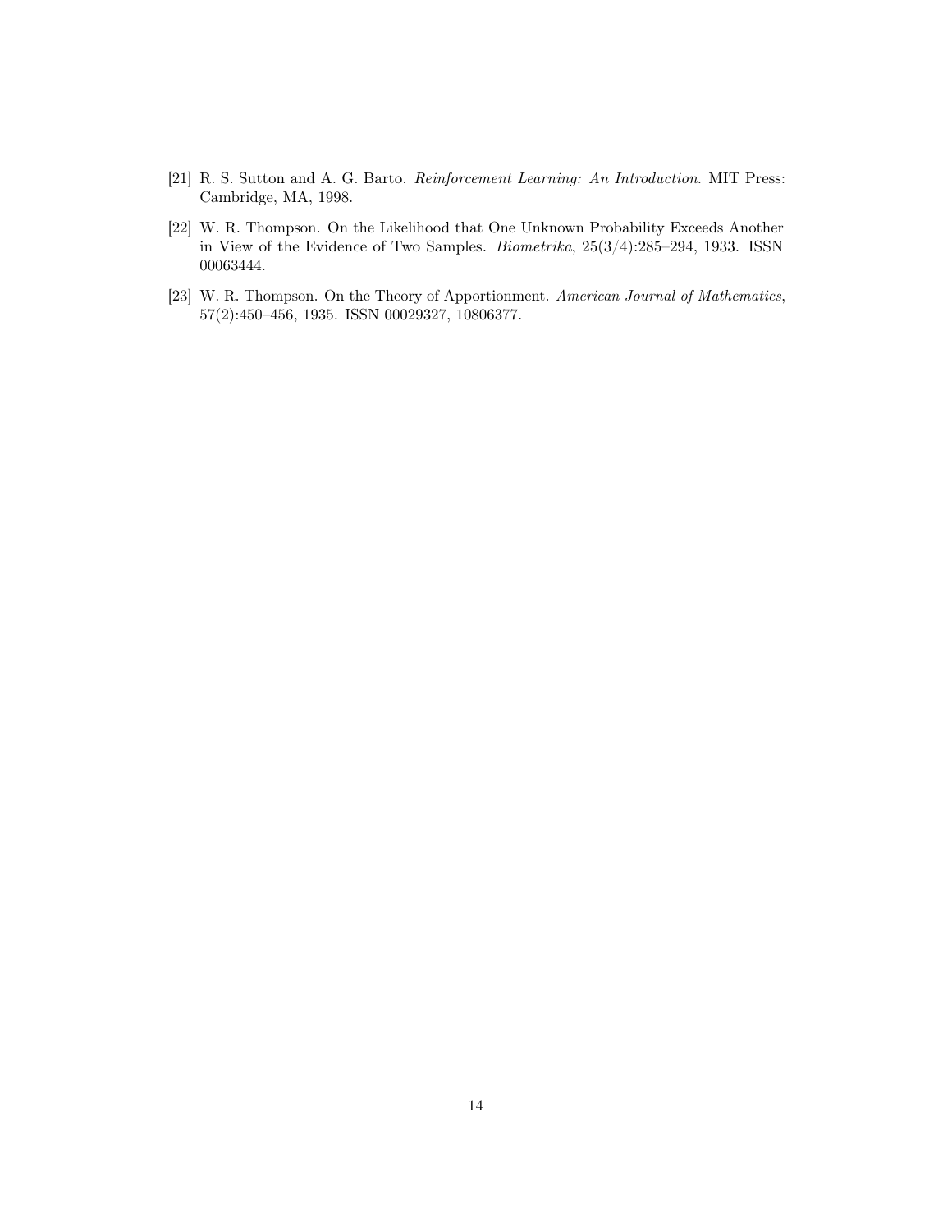[21] R. S. Sutton and A. G. Barto. *Reinforcement Learning: An Introduction*. MIT Press: Cambridge, MA, 1998.

[22] W. R. Thompson. On the Likelihood that One Unknown Probability Exceeds Another in View of the Evidence of Two Samples. *Biometrika*, 25(3/4):285–294, 1933. ISSN 00063444.

[23] W. R. Thompson. On the Theory of Apportionment. *American Journal of Mathematics*, 57(2):450–456, 1935. ISSN 00029327, 10806377.